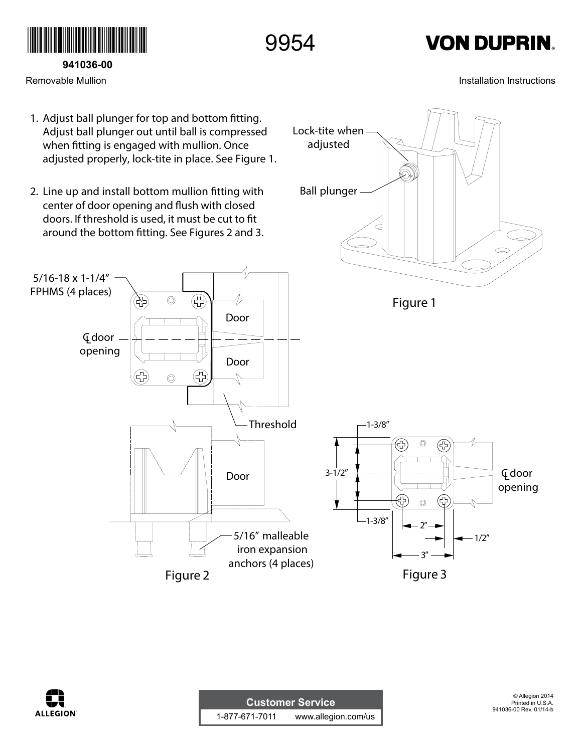941036-00

Removable Mullion

# 9954

**VON DUPRIN**

Installation Instructions

1. Adjust ball plunger for top and bottom fitting. Adjust ball plunger out until ball is compressed when fitting is engaged with mullion. Once adjusted properly, lock-tite in place. See Figure 1.

2. Line up and install bottom mullion fitting with center of door opening and flush with closed doors. If threshold is used, it must be cut to fit around the bottom fitting. See Figures 2 and 3.

Lock-tite when adjusted

Ball plunger

Figure 1

5/16-18 x 1-1/4" FPHMS (4 places)

℄ door opening

Door

Door

Threshold

Door

5/16" malleable iron expansion anchors (4 places)

Figure 2

1-3/8"

3-1/2"

1-3/8"

℄ door opening

2"

1/2"

3"

Figure 3

ALLEGION

Customer Service

1-877-671-7011 www.allegion.com/us

© Allegion 2014
Printed in U.S.A.
941036-00 Rev. 01/14-b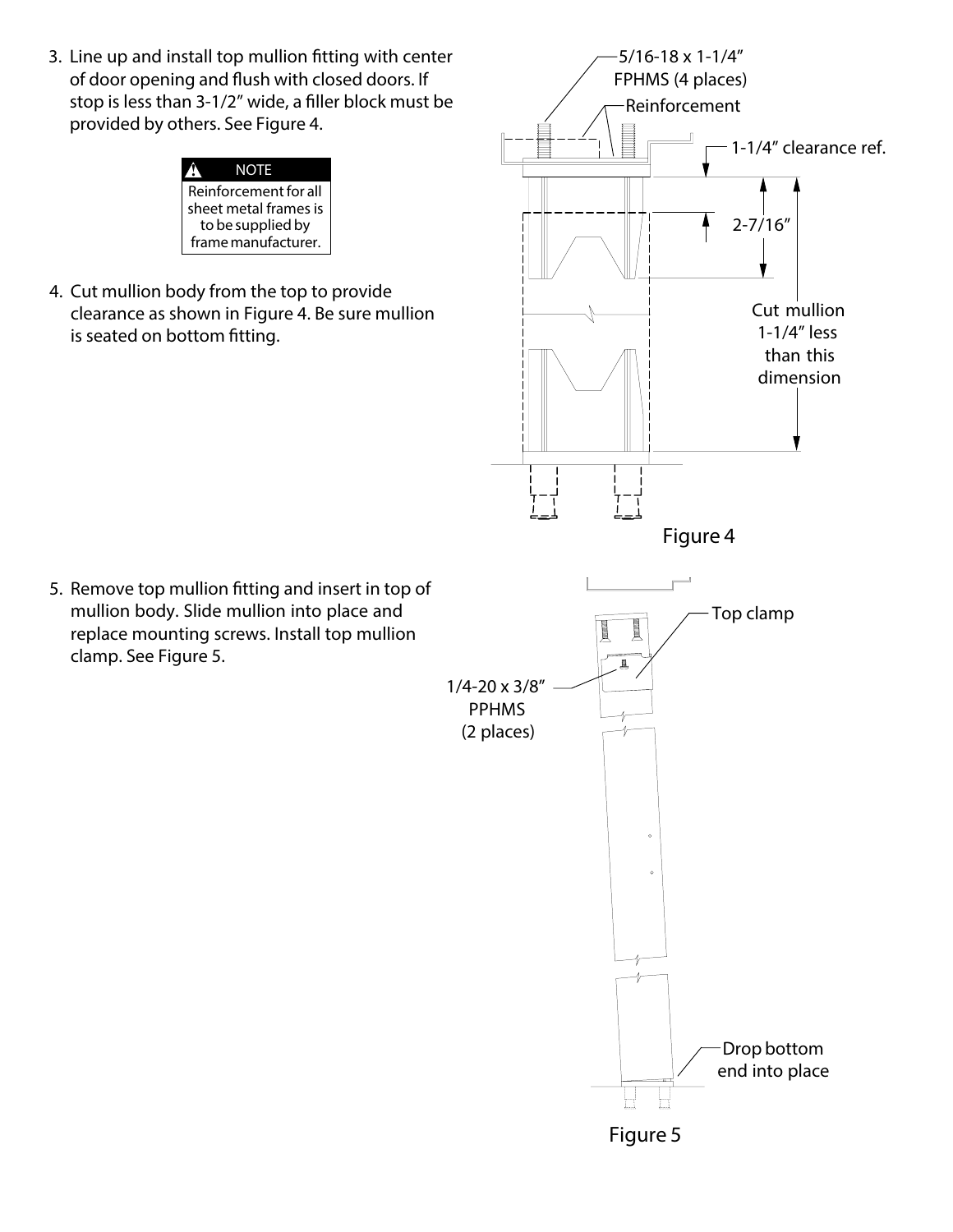3. Line up and install top mullion fitting with center of door opening and flush with closed doors. If stop is less than 3-1/2" wide, a filler block must be provided by others. See Figure 4.

> **⚠ NOTE**
> Reinforcement for all sheet metal frames is to be supplied by frame manufacturer.

4. Cut mullion body from the top to provide clearance as shown in Figure 4. Be sure mullion is seated on bottom fitting.

5/16-18 x 1-1/4" FPHMS (4 places)

Reinforcement

1-1/4" clearance ref.

2-7/16"

Cut mullion 1-1/4" less than this dimension

Figure 4

5. Remove top mullion fitting and insert in top of mullion body. Slide mullion into place and replace mounting screws. Install top mullion clamp. See Figure 5.

Top clamp

1/4-20 x 3/8" PPHMS (2 places)

Drop bottom end into place

Figure 5